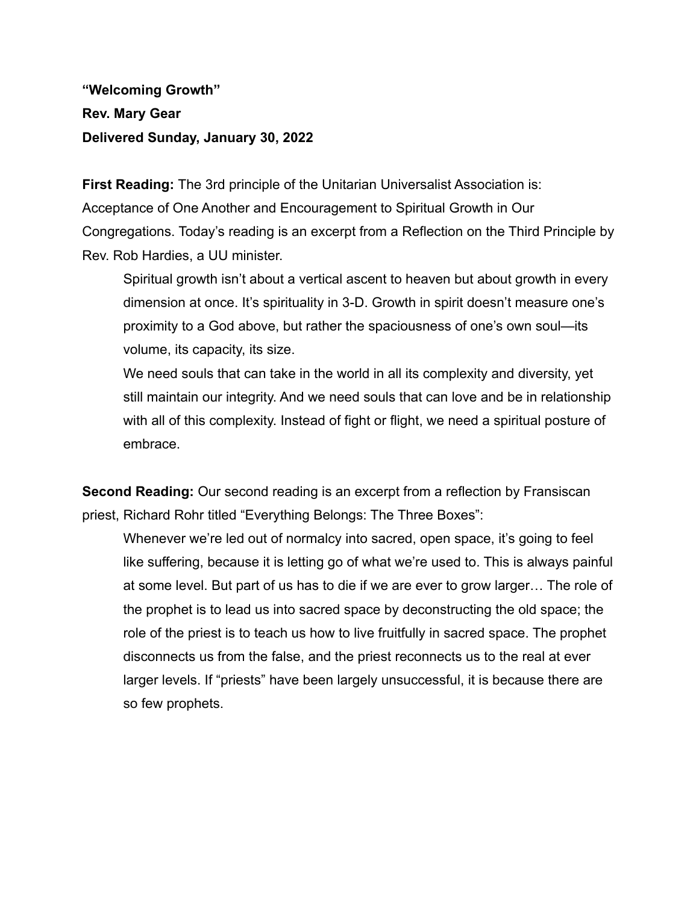**“Welcoming Growth”**

**Rev. Mary Gear**

**Delivered Sunday, January 30, 2022**

**First Reading:** The 3rd principle of the Unitarian Universalist Association is: Acceptance of One Another and Encouragement to Spiritual Growth in Our Congregations. Today’s reading is an excerpt from a Reflection on the Third Principle by Rev. Rob Hardies, a UU minister.

> Spiritual growth isn’t about a vertical ascent to heaven but about growth in every dimension at once. It’s spirituality in 3-D. Growth in spirit doesn’t measure one’s proximity to a God above, but rather the spaciousness of one’s own soul—its volume, its capacity, its size.
>
> We need souls that can take in the world in all its complexity and diversity, yet still maintain our integrity. And we need souls that can love and be in relationship with all of this complexity. Instead of fight or flight, we need a spiritual posture of embrace.

**Second Reading:** Our second reading is an excerpt from a reflection by Fransiscan priest, Richard Rohr titled “Everything Belongs: The Three Boxes”:

> Whenever we’re led out of normalcy into sacred, open space, it’s going to feel like suffering, because it is letting go of what we’re used to. This is always painful at some level. But part of us has to die if we are ever to grow larger… The role of the prophet is to lead us into sacred space by deconstructing the old space; the role of the priest is to teach us how to live fruitfully in sacred space. The prophet disconnects us from the false, and the priest reconnects us to the real at ever larger levels. If “priests” have been largely unsuccessful, it is because there are so few prophets.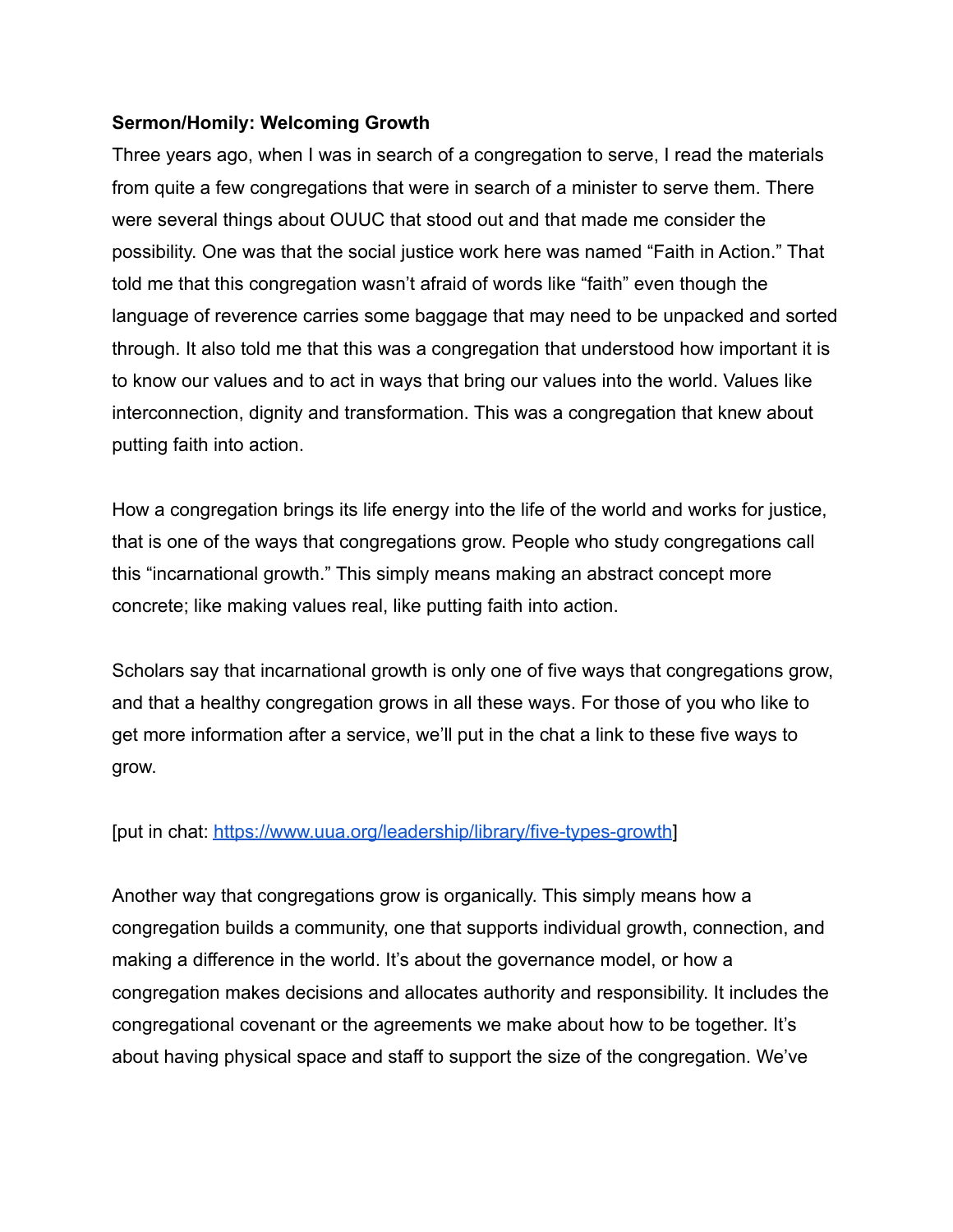**Sermon/Homily: Welcoming Growth**

Three years ago, when I was in search of a congregation to serve, I read the materials from quite a few congregations that were in search of a minister to serve them. There were several things about OUUC that stood out and that made me consider the possibility. One was that the social justice work here was named “Faith in Action.” That told me that this congregation wasn’t afraid of words like “faith” even though the language of reverence carries some baggage that may need to be unpacked and sorted through. It also told me that this was a congregation that understood how important it is to know our values and to act in ways that bring our values into the world. Values like interconnection, dignity and transformation. This was a congregation that knew about putting faith into action.

How a congregation brings its life energy into the life of the world and works for justice, that is one of the ways that congregations grow. People who study congregations call this “incarnational growth.” This simply means making an abstract concept more concrete; like making values real, like putting faith into action.

Scholars say that incarnational growth is only one of five ways that congregations grow, and that a healthy congregation grows in all these ways. For those of you who like to get more information after a service, we’ll put in the chat a link to these five ways to grow.

[put in chat: https://www.uua.org/leadership/library/five-types-growth]

Another way that congregations grow is organically. This simply means how a congregation builds a community, one that supports individual growth, connection, and making a difference in the world. It’s about the governance model, or how a congregation makes decisions and allocates authority and responsibility. It includes the congregational covenant or the agreements we make about how to be together. It’s about having physical space and staff to support the size of the congregation. We’ve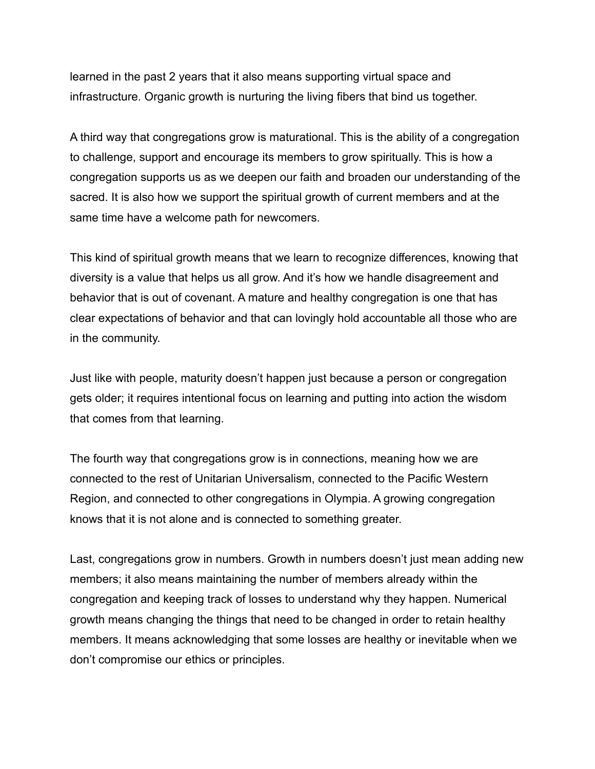learned in the past 2 years that it also means supporting virtual space and infrastructure. Organic growth is nurturing the living fibers that bind us together.

A third way that congregations grow is maturational. This is the ability of a congregation to challenge, support and encourage its members to grow spiritually. This is how a congregation supports us as we deepen our faith and broaden our understanding of the sacred. It is also how we support the spiritual growth of current members and at the same time have a welcome path for newcomers.

This kind of spiritual growth means that we learn to recognize differences, knowing that diversity is a value that helps us all grow. And it's how we handle disagreement and behavior that is out of covenant. A mature and healthy congregation is one that has clear expectations of behavior and that can lovingly hold accountable all those who are in the community.

Just like with people, maturity doesn't happen just because a person or congregation gets older; it requires intentional focus on learning and putting into action the wisdom that comes from that learning.

The fourth way that congregations grow is in connections, meaning how we are connected to the rest of Unitarian Universalism, connected to the Pacific Western Region, and connected to other congregations in Olympia. A growing congregation knows that it is not alone and is connected to something greater.

Last, congregations grow in numbers. Growth in numbers doesn't just mean adding new members; it also means maintaining the number of members already within the congregation and keeping track of losses to understand why they happen. Numerical growth means changing the things that need to be changed in order to retain healthy members. It means acknowledging that some losses are healthy or inevitable when we don't compromise our ethics or principles.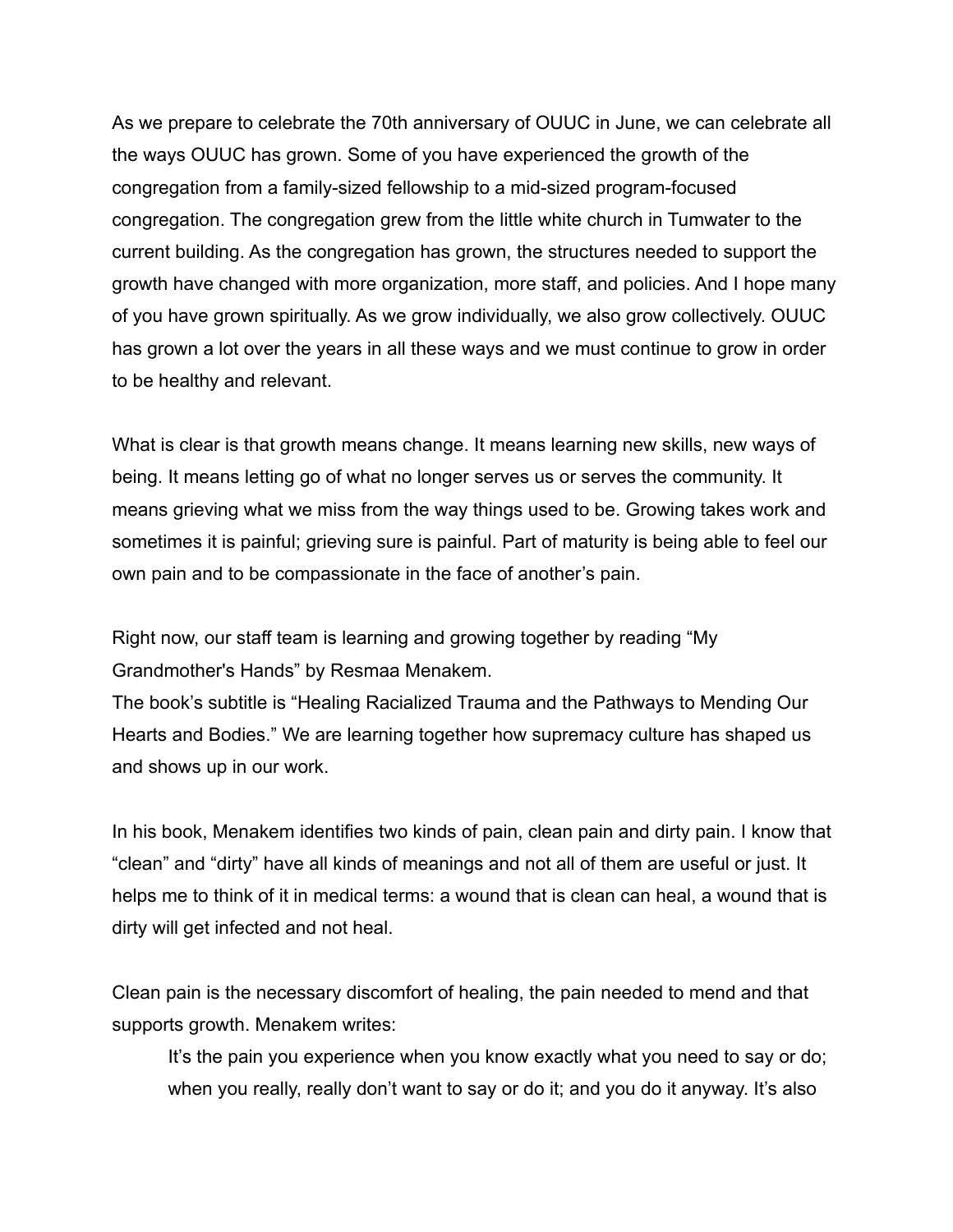As we prepare to celebrate the 70th anniversary of OUUC in June, we can celebrate all the ways OUUC has grown. Some of you have experienced the growth of the congregation from a family-sized fellowship to a mid-sized program-focused congregation. The congregation grew from the little white church in Tumwater to the current building. As the congregation has grown, the structures needed to support the growth have changed with more organization, more staff, and policies. And I hope many of you have grown spiritually. As we grow individually, we also grow collectively. OUUC has grown a lot over the years in all these ways and we must continue to grow in order to be healthy and relevant.

What is clear is that growth means change. It means learning new skills, new ways of being. It means letting go of what no longer serves us or serves the community. It means grieving what we miss from the way things used to be. Growing takes work and sometimes it is painful; grieving sure is painful. Part of maturity is being able to feel our own pain and to be compassionate in the face of another's pain.

Right now, our staff team is learning and growing together by reading "My Grandmother's Hands" by Resmaa Menakem.
The book's subtitle is "Healing Racialized Trauma and the Pathways to Mending Our Hearts and Bodies." We are learning together how supremacy culture has shaped us and shows up in our work.

In his book, Menakem identifies two kinds of pain, clean pain and dirty pain. I know that "clean" and "dirty" have all kinds of meanings and not all of them are useful or just. It helps me to think of it in medical terms: a wound that is clean can heal, a wound that is dirty will get infected and not heal.

Clean pain is the necessary discomfort of healing, the pain needed to mend and that supports growth. Menakem writes:

> It's the pain you experience when you know exactly what you need to say or do; when you really, really don't want to say or do it; and you do it anyway. It's also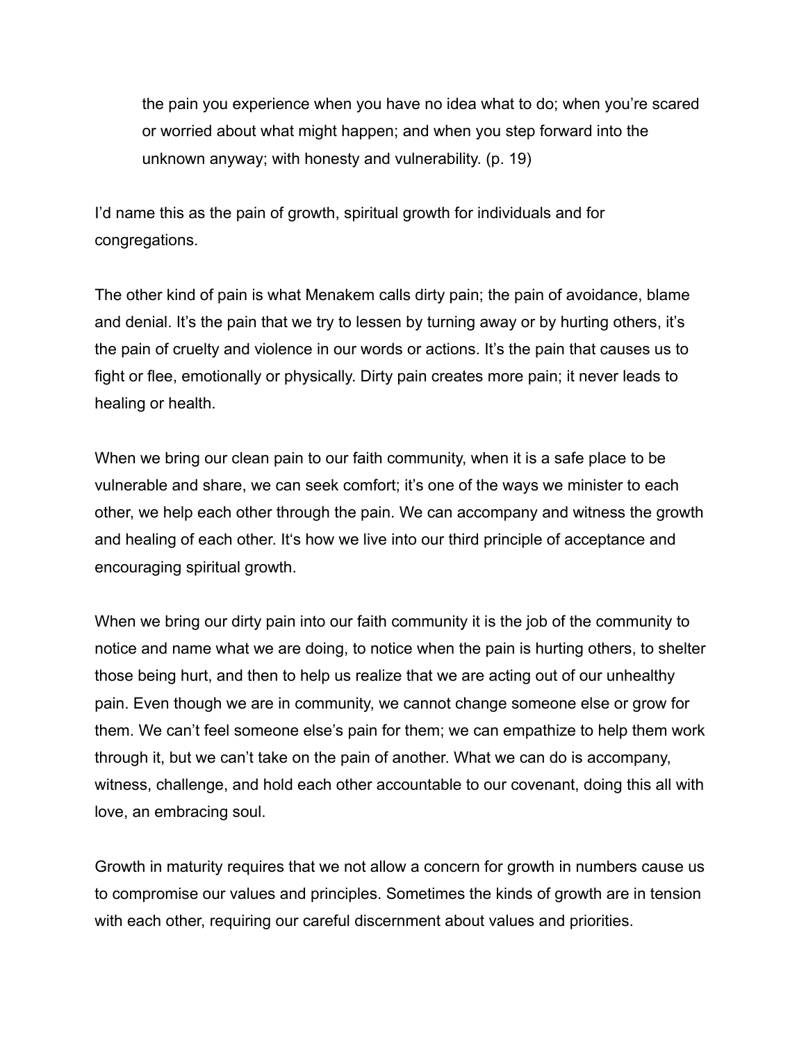> the pain you experience when you have no idea what to do; when you're scared or worried about what might happen; and when you step forward into the unknown anyway; with honesty and vulnerability. (p. 19)

I'd name this as the pain of growth, spiritual growth for individuals and for congregations.

The other kind of pain is what Menakem calls dirty pain; the pain of avoidance, blame and denial. It's the pain that we try to lessen by turning away or by hurting others, it's the pain of cruelty and violence in our words or actions. It's the pain that causes us to fight or flee, emotionally or physically. Dirty pain creates more pain; it never leads to healing or health.

When we bring our clean pain to our faith community, when it is a safe place to be vulnerable and share, we can seek comfort; it's one of the ways we minister to each other, we help each other through the pain. We can accompany and witness the growth and healing of each other. It's how we live into our third principle of acceptance and encouraging spiritual growth.

When we bring our dirty pain into our faith community it is the job of the community to notice and name what we are doing, to notice when the pain is hurting others, to shelter those being hurt, and then to help us realize that we are acting out of our unhealthy pain. Even though we are in community, we cannot change someone else or grow for them. We can't feel someone else's pain for them; we can empathize to help them work through it, but we can't take on the pain of another. What we can do is accompany, witness, challenge, and hold each other accountable to our covenant, doing this all with love, an embracing soul.

Growth in maturity requires that we not allow a concern for growth in numbers cause us to compromise our values and principles. Sometimes the kinds of growth are in tension with each other, requiring our careful discernment about values and priorities.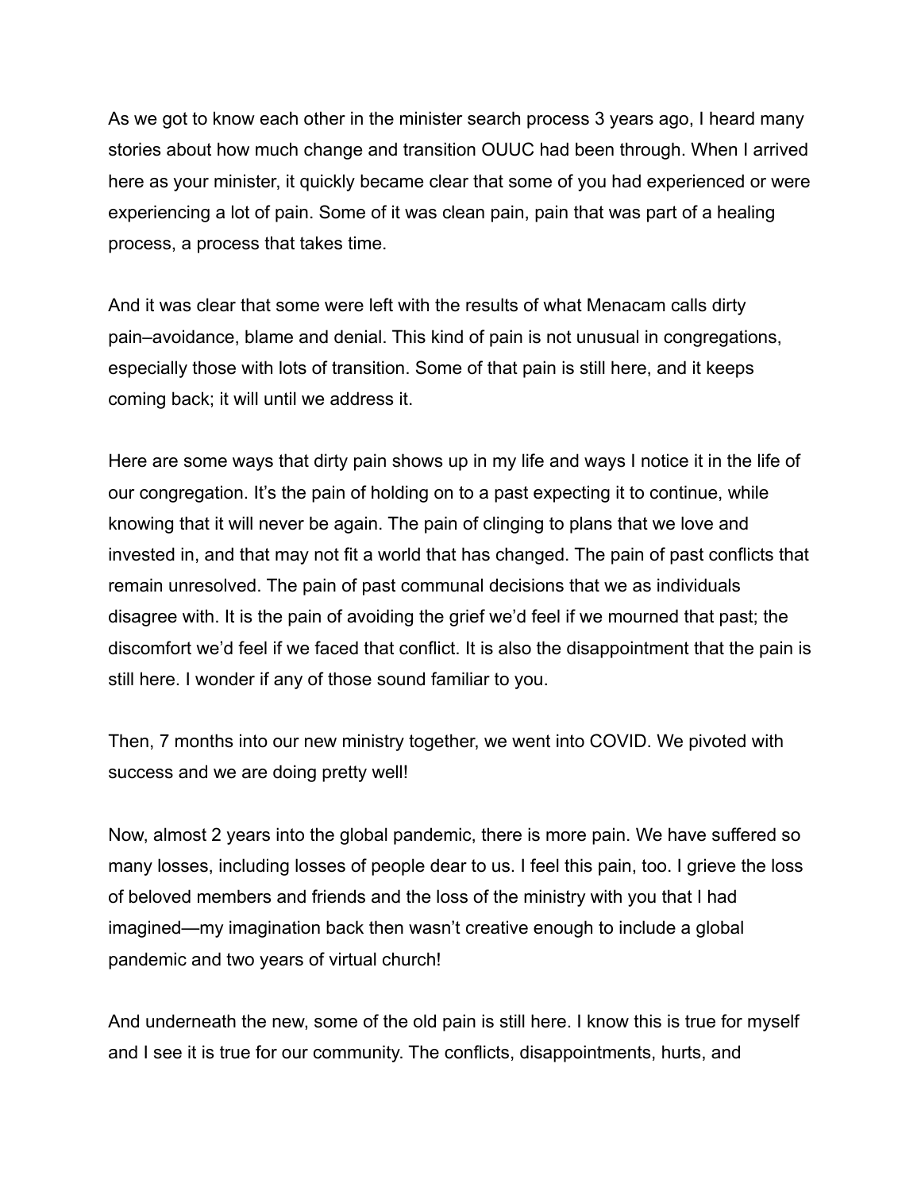As we got to know each other in the minister search process 3 years ago, I heard many stories about how much change and transition OUUC had been through. When I arrived here as your minister, it quickly became clear that some of you had experienced or were experiencing a lot of pain. Some of it was clean pain, pain that was part of a healing process, a process that takes time.

And it was clear that some were left with the results of what Menacam calls dirty pain–avoidance, blame and denial. This kind of pain is not unusual in congregations, especially those with lots of transition. Some of that pain is still here, and it keeps coming back; it will until we address it.

Here are some ways that dirty pain shows up in my life and ways I notice it in the life of our congregation. It's the pain of holding on to a past expecting it to continue, while knowing that it will never be again. The pain of clinging to plans that we love and invested in, and that may not fit a world that has changed. The pain of past conflicts that remain unresolved. The pain of past communal decisions that we as individuals disagree with. It is the pain of avoiding the grief we'd feel if we mourned that past; the discomfort we'd feel if we faced that conflict. It is also the disappointment that the pain is still here. I wonder if any of those sound familiar to you.

Then, 7 months into our new ministry together, we went into COVID. We pivoted with success and we are doing pretty well!

Now, almost 2 years into the global pandemic, there is more pain. We have suffered so many losses, including losses of people dear to us. I feel this pain, too. I grieve the loss of beloved members and friends and the loss of the ministry with you that I had imagined—my imagination back then wasn't creative enough to include a global pandemic and two years of virtual church!

And underneath the new, some of the old pain is still here. I know this is true for myself and I see it is true for our community. The conflicts, disappointments, hurts, and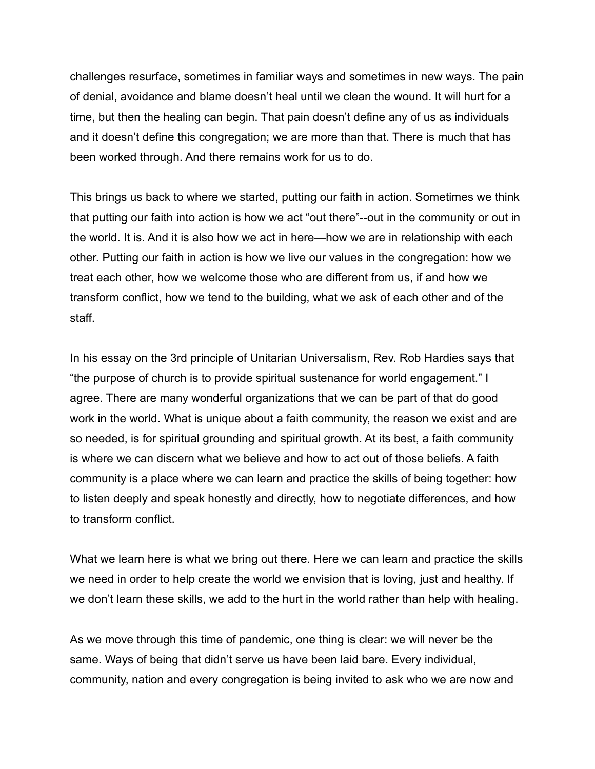challenges resurface, sometimes in familiar ways and sometimes in new ways. The pain of denial, avoidance and blame doesn't heal until we clean the wound. It will hurt for a time, but then the healing can begin. That pain doesn't define any of us as individuals and it doesn't define this congregation; we are more than that. There is much that has been worked through. And there remains work for us to do.

This brings us back to where we started, putting our faith in action. Sometimes we think that putting our faith into action is how we act "out there"--out in the community or out in the world. It is. And it is also how we act in here—how we are in relationship with each other. Putting our faith in action is how we live our values in the congregation: how we treat each other, how we welcome those who are different from us, if and how we transform conflict, how we tend to the building, what we ask of each other and of the staff.

In his essay on the 3rd principle of Unitarian Universalism, Rev. Rob Hardies says that "the purpose of church is to provide spiritual sustenance for world engagement." I agree. There are many wonderful organizations that we can be part of that do good work in the world. What is unique about a faith community, the reason we exist and are so needed, is for spiritual grounding and spiritual growth. At its best, a faith community is where we can discern what we believe and how to act out of those beliefs. A faith community is a place where we can learn and practice the skills of being together: how to listen deeply and speak honestly and directly, how to negotiate differences, and how to transform conflict.

What we learn here is what we bring out there. Here we can learn and practice the skills we need in order to help create the world we envision that is loving, just and healthy. If we don't learn these skills, we add to the hurt in the world rather than help with healing.

As we move through this time of pandemic, one thing is clear: we will never be the same. Ways of being that didn't serve us have been laid bare. Every individual, community, nation and every congregation is being invited to ask who we are now and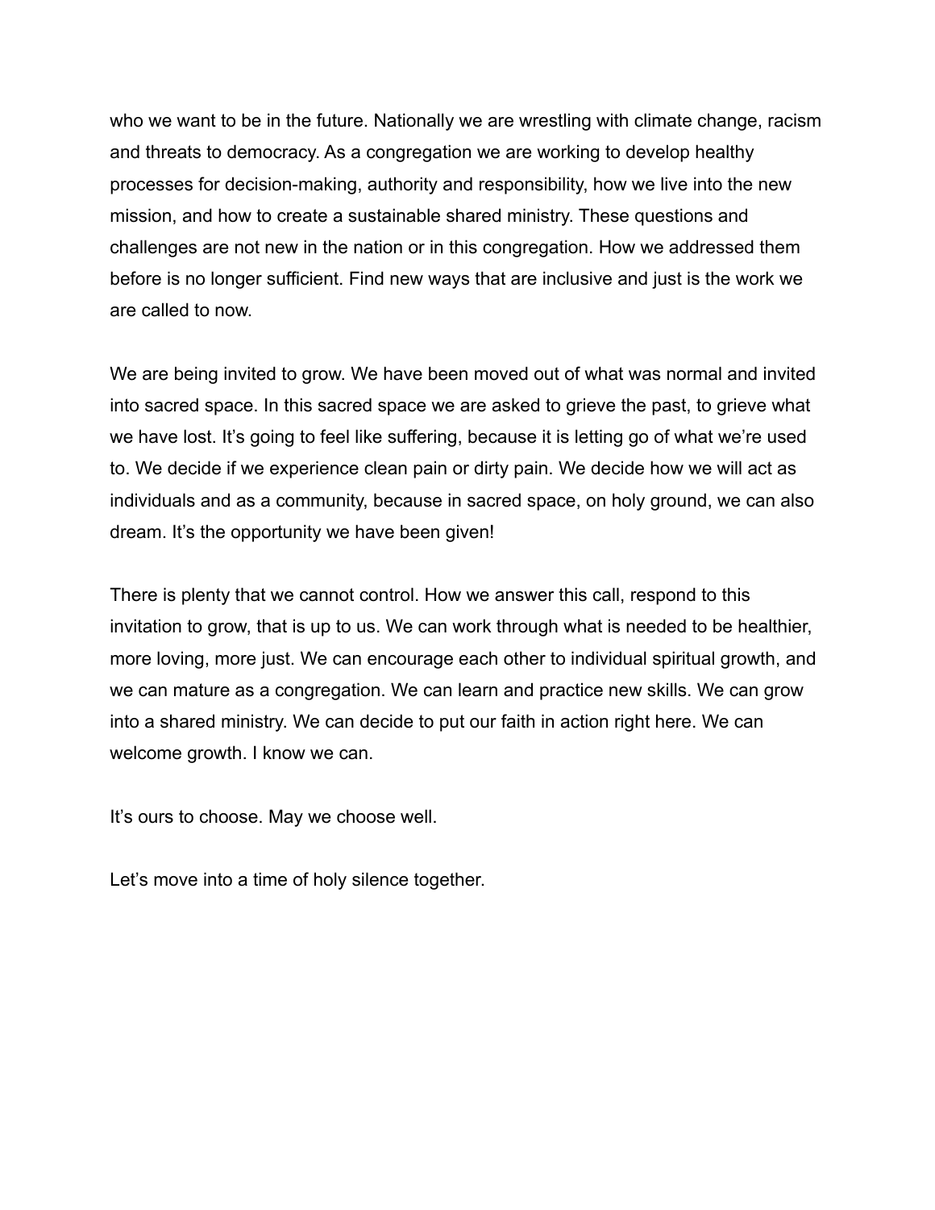who we want to be in the future. Nationally we are wrestling with climate change, racism and threats to democracy. As a congregation we are working to develop healthy processes for decision-making, authority and responsibility, how we live into the new mission, and how to create a sustainable shared ministry. These questions and challenges are not new in the nation or in this congregation. How we addressed them before is no longer sufficient. Find new ways that are inclusive and just is the work we are called to now.

We are being invited to grow. We have been moved out of what was normal and invited into sacred space. In this sacred space we are asked to grieve the past, to grieve what we have lost. It's going to feel like suffering, because it is letting go of what we're used to. We decide if we experience clean pain or dirty pain. We decide how we will act as individuals and as a community, because in sacred space, on holy ground, we can also dream. It's the opportunity we have been given!

There is plenty that we cannot control. How we answer this call, respond to this invitation to grow, that is up to us. We can work through what is needed to be healthier, more loving, more just. We can encourage each other to individual spiritual growth, and we can mature as a congregation. We can learn and practice new skills. We can grow into a shared ministry. We can decide to put our faith in action right here. We can welcome growth. I know we can.

It's ours to choose. May we choose well.

Let's move into a time of holy silence together.